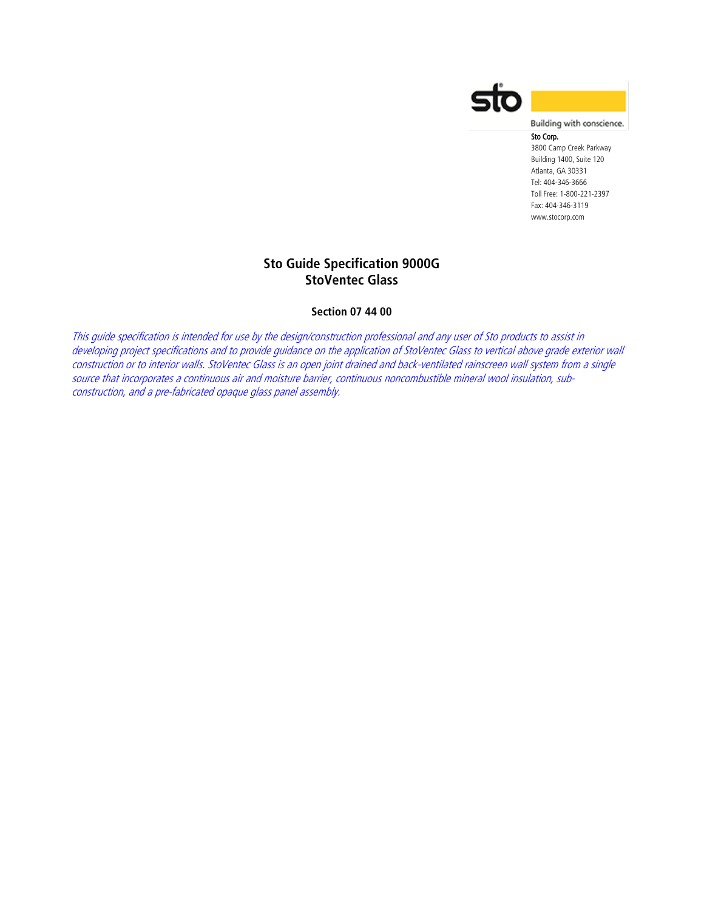Building with conscience.

Sto Corp.
3800 Camp Creek Parkway
Building 1400, Suite 120
Atlanta, GA 30331
Tel: 404-346-3666
Toll Free: 1-800-221-2397
Fax: 404-346-3119
www.stocorp.com

# Sto Guide Specification 9000G
# StoVentec Glass

## Section 07 44 00

*This guide specification is intended for use by the design/construction professional and any user of Sto products to assist in developing project specifications and to provide guidance on the application of StoVentec Glass to vertical above grade exterior wall construction or to interior walls. StoVentec Glass is an open joint drained and back-ventilated rainscreen wall system from a single source that incorporates a continuous air and moisture barrier, continuous noncombustible mineral wool insulation, sub-construction, and a pre-fabricated opaque glass panel assembly.*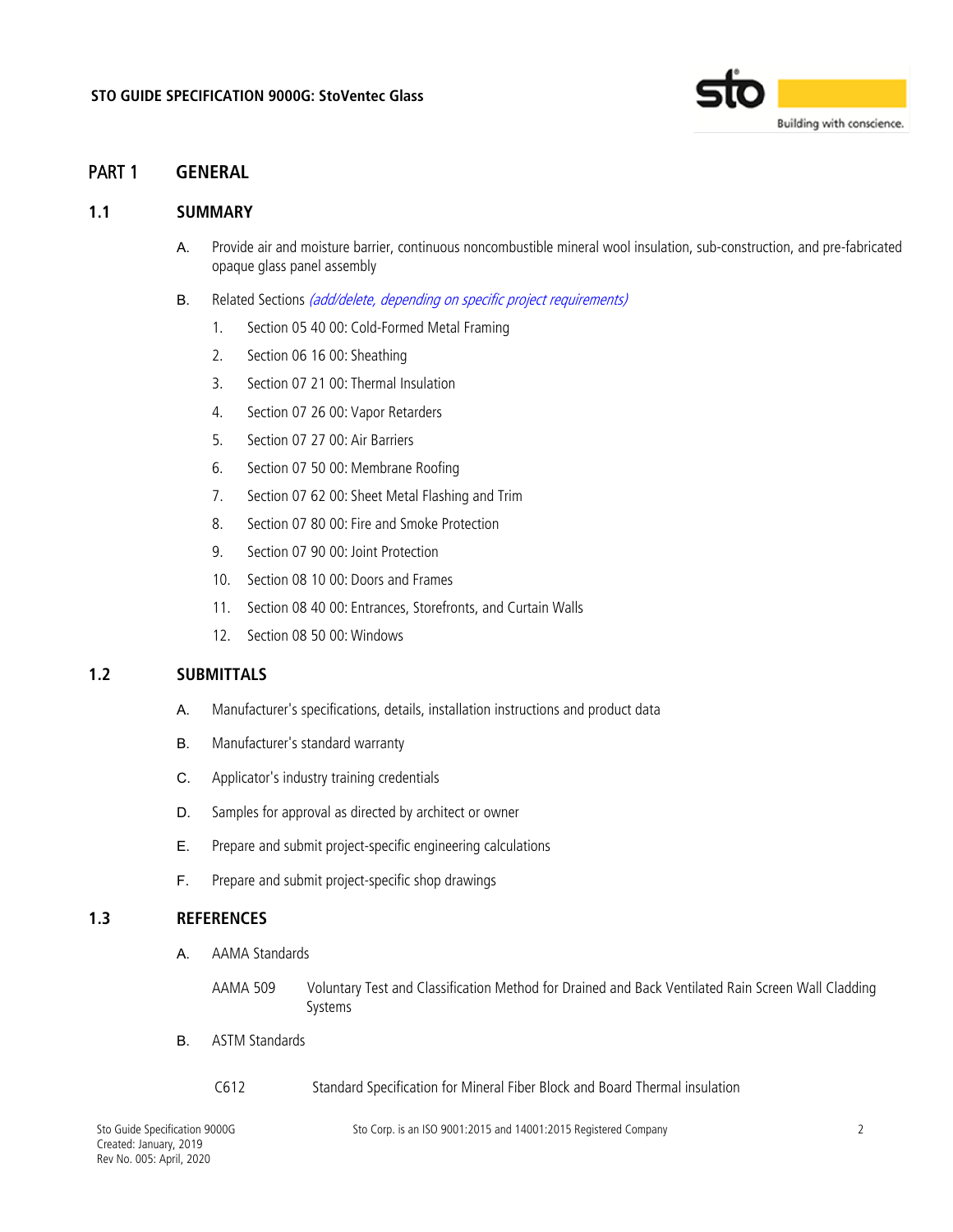# PART 1 GENERAL

## 1.1 SUMMARY

A. Provide air and moisture barrier, continuous noncombustible mineral wool insulation, sub-construction, and pre-fabricated opaque glass panel assembly

B. Related Sections *(add/delete, depending on specific project requirements)*

1. Section 05 40 00: Cold-Formed Metal Framing
2. Section 06 16 00: Sheathing
3. Section 07 21 00: Thermal Insulation
4. Section 07 26 00: Vapor Retarders
5. Section 07 27 00: Air Barriers
6. Section 07 50 00: Membrane Roofing
7. Section 07 62 00: Sheet Metal Flashing and Trim
8. Section 07 80 00: Fire and Smoke Protection
9. Section 07 90 00: Joint Protection
10. Section 08 10 00: Doors and Frames
11. Section 08 40 00: Entrances, Storefronts, and Curtain Walls
12. Section 08 50 00: Windows

## 1.2 SUBMITTALS

A. Manufacturer's specifications, details, installation instructions and product data

B. Manufacturer's standard warranty

C. Applicator's industry training credentials

D. Samples for approval as directed by architect or owner

E. Prepare and submit project-specific engineering calculations

F. Prepare and submit project-specific shop drawings

## 1.3 REFERENCES

A. AAMA Standards

AAMA 509 Voluntary Test and Classification Method for Drained and Back Ventilated Rain Screen Wall Cladding Systems

B. ASTM Standards

C612 Standard Specification for Mineral Fiber Block and Board Thermal insulation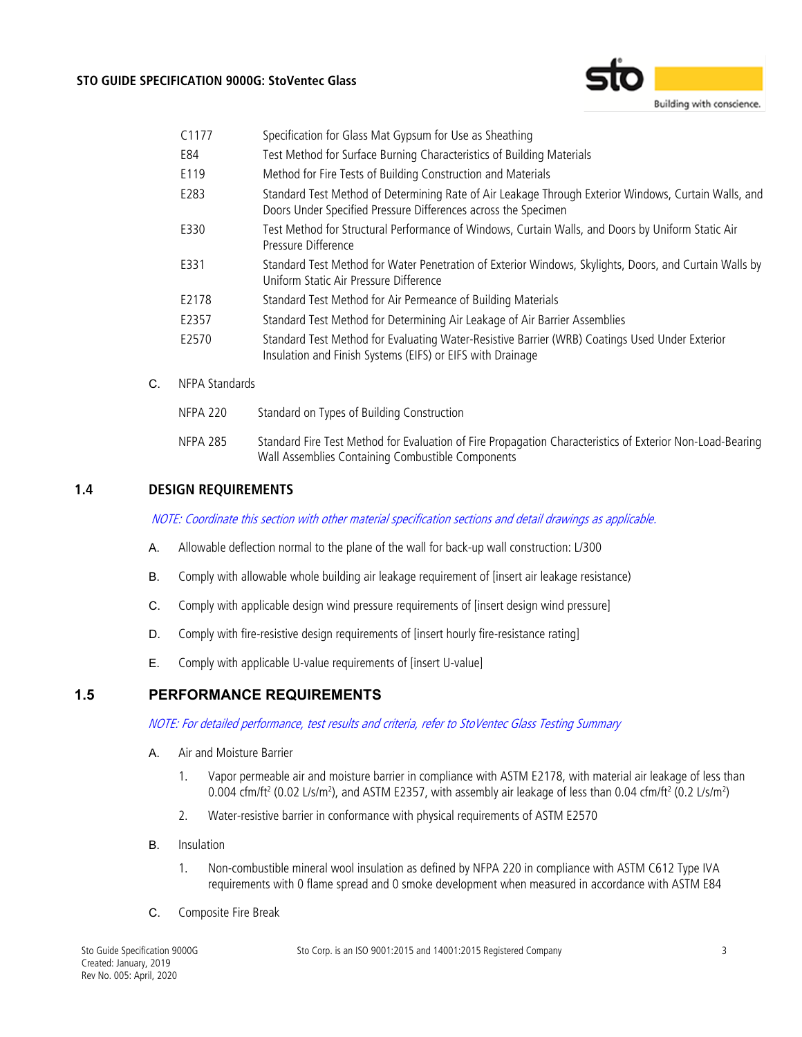| | |
|---|---|
| C1177 | Specification for Glass Mat Gypsum for Use as Sheathing |
| E84 | Test Method for Surface Burning Characteristics of Building Materials |
| E119 | Method for Fire Tests of Building Construction and Materials |
| E283 | Standard Test Method of Determining Rate of Air Leakage Through Exterior Windows, Curtain Walls, and Doors Under Specified Pressure Differences across the Specimen |
| E330 | Test Method for Structural Performance of Windows, Curtain Walls, and Doors by Uniform Static Air Pressure Difference |
| E331 | Standard Test Method for Water Penetration of Exterior Windows, Skylights, Doors, and Curtain Walls by Uniform Static Air Pressure Difference |
| E2178 | Standard Test Method for Air Permeance of Building Materials |
| E2357 | Standard Test Method for Determining Air Leakage of Air Barrier Assemblies |
| E2570 | Standard Test Method for Evaluating Water-Resistive Barrier (WRB) Coatings Used Under Exterior Insulation and Finish Systems (EIFS) or EIFS with Drainage |

C. NFPA Standards

| | |
|---|---|
| NFPA 220 | Standard on Types of Building Construction |
| NFPA 285 | Standard Fire Test Method for Evaluation of Fire Propagation Characteristics of Exterior Non-Load-Bearing Wall Assemblies Containing Combustible Components |

## 1.4 DESIGN REQUIREMENTS

*NOTE: Coordinate this section with other material specification sections and detail drawings as applicable.*

A. Allowable deflection normal to the plane of the wall for back-up wall construction: L/300

B. Comply with allowable whole building air leakage requirement of [insert air leakage resistance]

C. Comply with applicable design wind pressure requirements of [insert design wind pressure]

D. Comply with fire-resistive design requirements of [insert hourly fire-resistance rating]

E. Comply with applicable U-value requirements of [insert U-value]

## 1.5 PERFORMANCE REQUIREMENTS

*NOTE: For detailed performance, test results and criteria, refer to StoVentec Glass Testing Summary*

A. Air and Moisture Barrier

1. Vapor permeable air and moisture barrier in compliance with ASTM E2178, with material air leakage of less than 0.004 cfm/ft$^2$ (0.02 L/s/m$^2$), and ASTM E2357, with assembly air leakage of less than 0.04 cfm/ft$^2$ (0.2 L/s/m$^2$)
2. Water-resistive barrier in conformance with physical requirements of ASTM E2570

B. Insulation

1. Non-combustible mineral wool insulation as defined by NFPA 220 in compliance with ASTM C612 Type IVA requirements with 0 flame spread and 0 smoke development when measured in accordance with ASTM E84

C. Composite Fire Break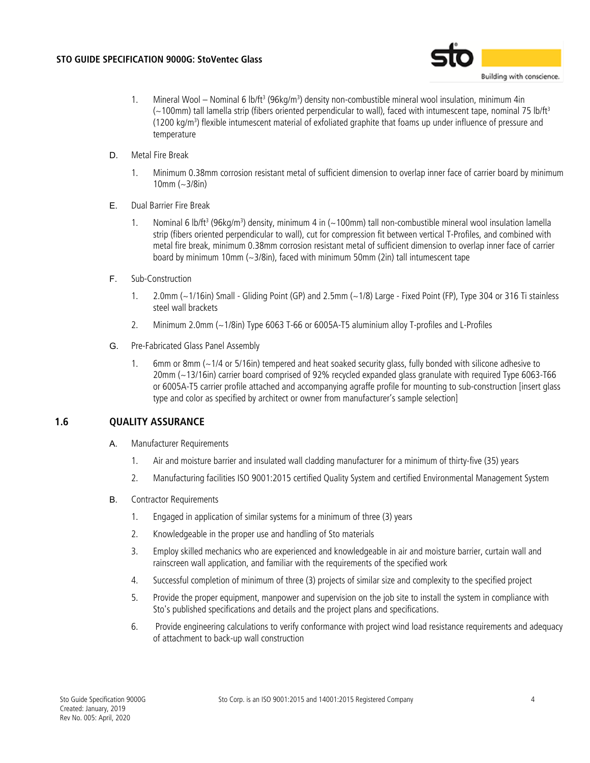1. Mineral Wool – Nominal 6 lb/ft$^3$ (96kg/m$^3$) density non-combustible mineral wool insulation, minimum 4in (~100mm) tall lamella strip (fibers oriented perpendicular to wall), faced with intumescent tape, nominal 75 lb/ft$^3$ (1200 kg/m$^3$) flexible intumescent material of exfoliated graphite that foams up under influence of pressure and temperature

D. Metal Fire Break

1. Minimum 0.38mm corrosion resistant metal of sufficient dimension to overlap inner face of carrier board by minimum 10mm (~3/8in)

E. Dual Barrier Fire Break

1. Nominal 6 lb/ft$^3$ (96kg/m$^3$) density, minimum 4 in (~100mm) tall non-combustible mineral wool insulation lamella strip (fibers oriented perpendicular to wall), cut for compression fit between vertical T-Profiles, and combined with metal fire break, minimum 0.38mm corrosion resistant metal of sufficient dimension to overlap inner face of carrier board by minimum 10mm (~3/8in), faced with minimum 50mm (2in) tall intumescent tape

F. Sub-Construction

1. 2.0mm (~1/16in) Small - Gliding Point (GP) and 2.5mm (~1/8) Large - Fixed Point (FP), Type 304 or 316 Ti stainless steel wall brackets
2. Minimum 2.0mm (~1/8in) Type 6063 T-66 or 6005A-T5 aluminium alloy T-profiles and L-Profiles

G. Pre-Fabricated Glass Panel Assembly

1. 6mm or 8mm (~1/4 or 5/16in) tempered and heat soaked security glass, fully bonded with silicone adhesive to 20mm (~13/16in) carrier board comprised of 92% recycled expanded glass granulate with required Type 6063-T66 or 6005A-T5 carrier profile attached and accompanying agraffe profile for mounting to sub-construction [insert glass type and color as specified by architect or owner from manufacturer's sample selection]

## 1.6 QUALITY ASSURANCE

A. Manufacturer Requirements

1. Air and moisture barrier and insulated wall cladding manufacturer for a minimum of thirty-five (35) years
2. Manufacturing facilities ISO 9001:2015 certified Quality System and certified Environmental Management System

B. Contractor Requirements

1. Engaged in application of similar systems for a minimum of three (3) years
2. Knowledgeable in the proper use and handling of Sto materials
3. Employ skilled mechanics who are experienced and knowledgeable in air and moisture barrier, curtain wall and rainscreen wall application, and familiar with the requirements of the specified work
4. Successful completion of minimum of three (3) projects of similar size and complexity to the specified project
5. Provide the proper equipment, manpower and supervision on the job site to install the system in compliance with Sto's published specifications and details and the project plans and specifications.
6. Provide engineering calculations to verify conformance with project wind load resistance requirements and adequacy of attachment to back-up wall construction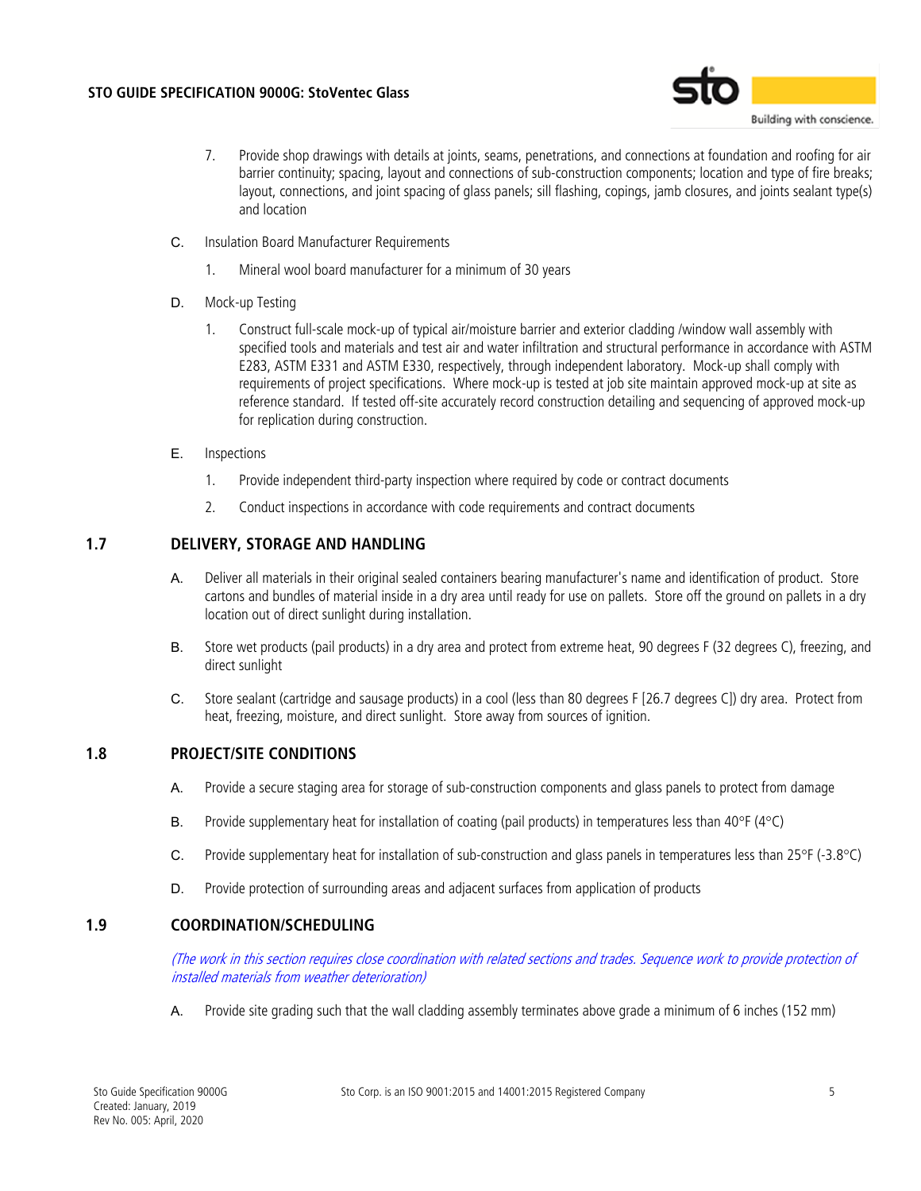7. Provide shop drawings with details at joints, seams, penetrations, and connections at foundation and roofing for air barrier continuity; spacing, layout and connections of sub-construction components; location and type of fire breaks; layout, connections, and joint spacing of glass panels; sill flashing, copings, jamb closures, and joints sealant type(s) and location

C. Insulation Board Manufacturer Requirements

1. Mineral wool board manufacturer for a minimum of 30 years

D. Mock-up Testing

1. Construct full-scale mock-up of typical air/moisture barrier and exterior cladding /window wall assembly with specified tools and materials and test air and water infiltration and structural performance in accordance with ASTM E283, ASTM E331 and ASTM E330, respectively, through independent laboratory. Mock-up shall comply with requirements of project specifications. Where mock-up is tested at job site maintain approved mock-up at site as reference standard. If tested off-site accurately record construction detailing and sequencing of approved mock-up for replication during construction.

E. Inspections

1. Provide independent third-party inspection where required by code or contract documents

2. Conduct inspections in accordance with code requirements and contract documents

## 1.7 DELIVERY, STORAGE AND HANDLING

A. Deliver all materials in their original sealed containers bearing manufacturer's name and identification of product. Store cartons and bundles of material inside in a dry area until ready for use on pallets. Store off the ground on pallets in a dry location out of direct sunlight during installation.

B. Store wet products (pail products) in a dry area and protect from extreme heat, 90 degrees F (32 degrees C), freezing, and direct sunlight

C. Store sealant (cartridge and sausage products) in a cool (less than 80 degrees F [26.7 degrees C]) dry area. Protect from heat, freezing, moisture, and direct sunlight. Store away from sources of ignition.

## 1.8 PROJECT/SITE CONDITIONS

A. Provide a secure staging area for storage of sub-construction components and glass panels to protect from damage

B. Provide supplementary heat for installation of coating (pail products) in temperatures less than 40°F (4°C)

C. Provide supplementary heat for installation of sub-construction and glass panels in temperatures less than 25°F (-3.8°C)

D. Provide protection of surrounding areas and adjacent surfaces from application of products

## 1.9 COORDINATION/SCHEDULING

*(The work in this section requires close coordination with related sections and trades. Sequence work to provide protection of installed materials from weather deterioration)*

A. Provide site grading such that the wall cladding assembly terminates above grade a minimum of 6 inches (152 mm)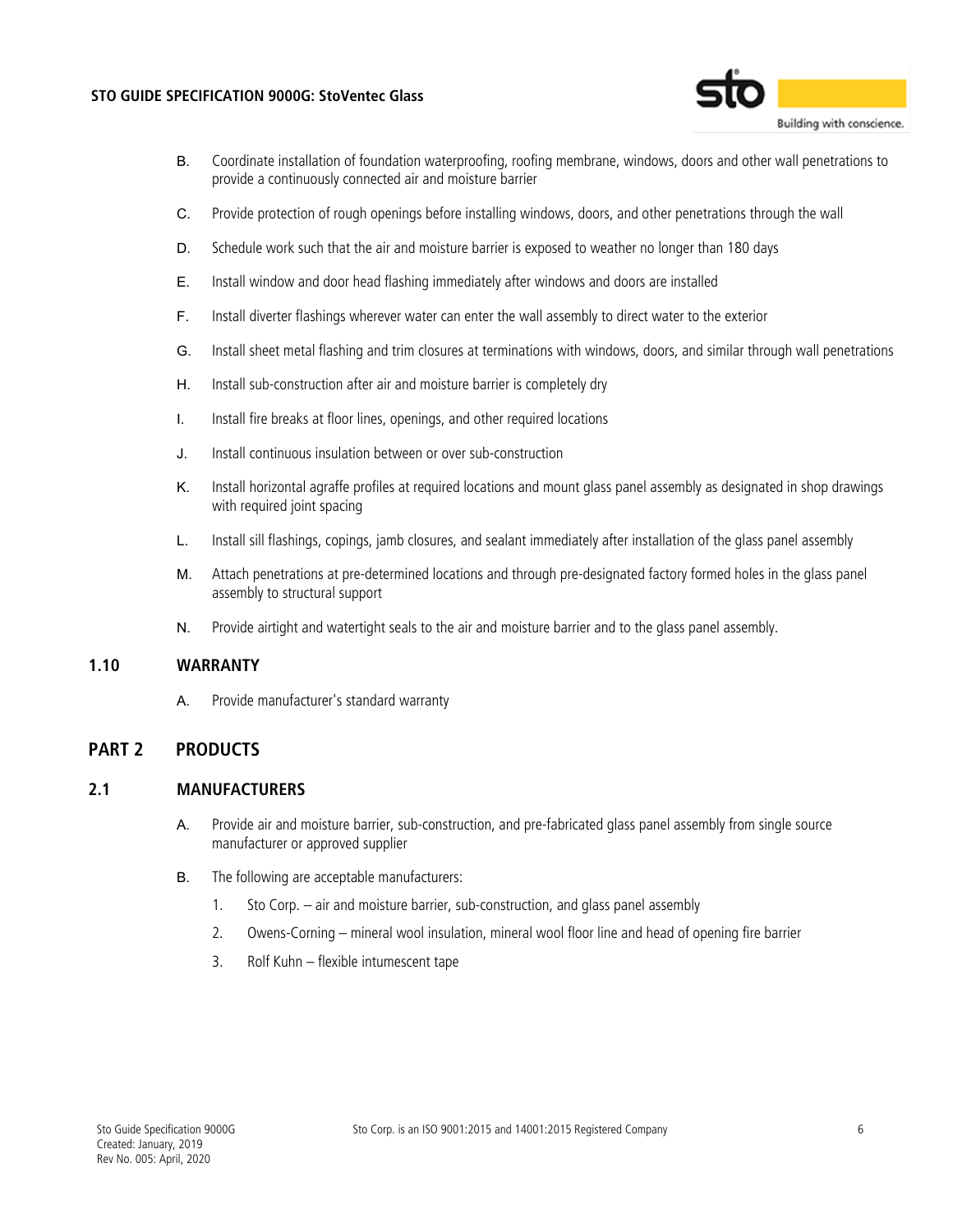B. Coordinate installation of foundation waterproofing, roofing membrane, windows, doors and other wall penetrations to provide a continuously connected air and moisture barrier

C. Provide protection of rough openings before installing windows, doors, and other penetrations through the wall

D. Schedule work such that the air and moisture barrier is exposed to weather no longer than 180 days

E. Install window and door head flashing immediately after windows and doors are installed

F. Install diverter flashings wherever water can enter the wall assembly to direct water to the exterior

G. Install sheet metal flashing and trim closures at terminations with windows, doors, and similar through wall penetrations

H. Install sub-construction after air and moisture barrier is completely dry

I. Install fire breaks at floor lines, openings, and other required locations

J. Install continuous insulation between or over sub-construction

K. Install horizontal agraffe profiles at required locations and mount glass panel assembly as designated in shop drawings with required joint spacing

L. Install sill flashings, copings, jamb closures, and sealant immediately after installation of the glass panel assembly

M. Attach penetrations at pre-determined locations and through pre-designated factory formed holes in the glass panel assembly to structural support

N. Provide airtight and watertight seals to the air and moisture barrier and to the glass panel assembly.

## 1.10 WARRANTY

A. Provide manufacturer's standard warranty

# PART 2 PRODUCTS

## 2.1 MANUFACTURERS

A. Provide air and moisture barrier, sub-construction, and pre-fabricated glass panel assembly from single source manufacturer or approved supplier

B. The following are acceptable manufacturers:

1. Sto Corp. – air and moisture barrier, sub-construction, and glass panel assembly
2. Owens-Corning – mineral wool insulation, mineral wool floor line and head of opening fire barrier
3. Rolf Kuhn – flexible intumescent tape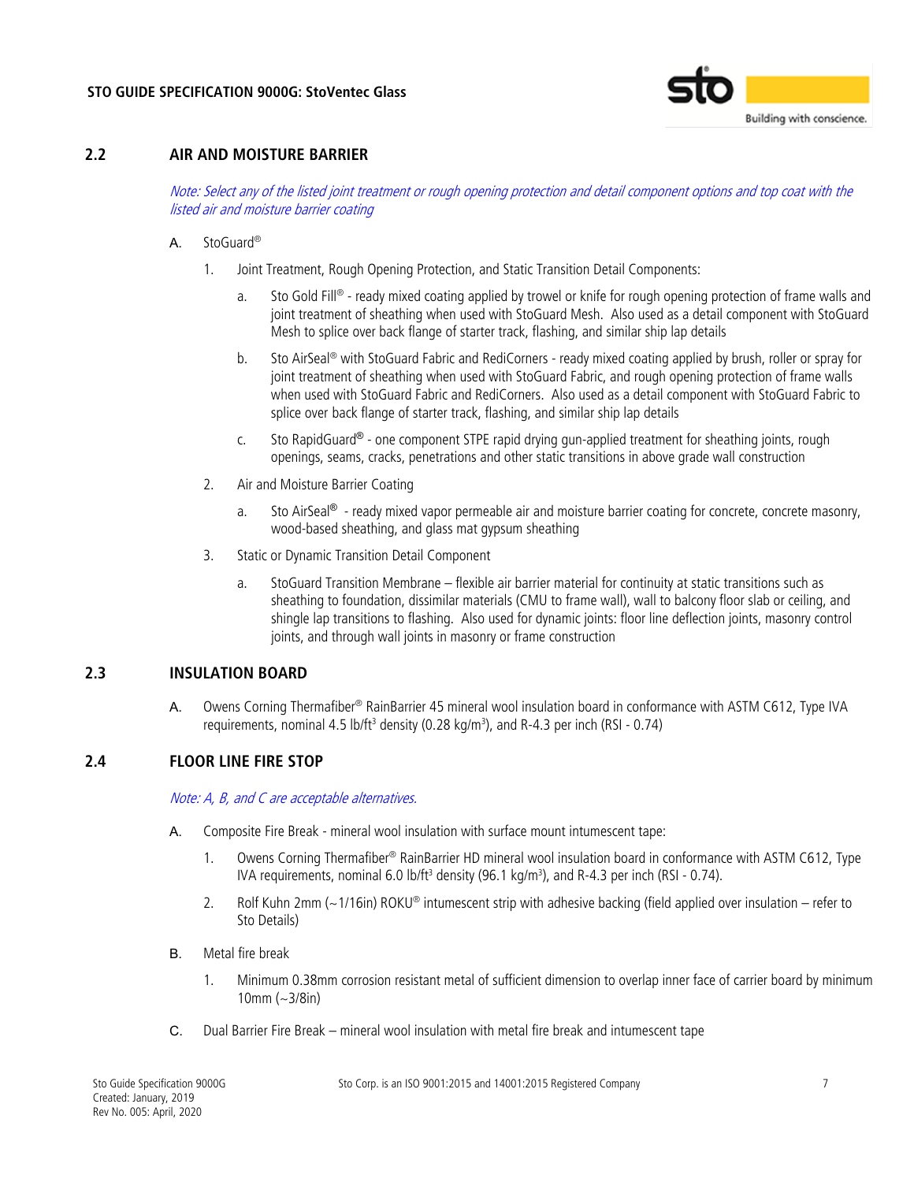## 2.2 AIR AND MOISTURE BARRIER

*Note: Select any of the listed joint treatment or rough opening protection and detail component options and top coat with the listed air and moisture barrier coating*

A. StoGuard®

1. Joint Treatment, Rough Opening Protection, and Static Transition Detail Components:

   a. Sto Gold Fill® - ready mixed coating applied by trowel or knife for rough opening protection of frame walls and joint treatment of sheathing when used with StoGuard Mesh. Also used as a detail component with StoGuard Mesh to splice over back flange of starter track, flashing, and similar ship lap details

   b. Sto AirSeal® with StoGuard Fabric and RediCorners - ready mixed coating applied by brush, roller or spray for joint treatment of sheathing when used with StoGuard Fabric, and rough opening protection of frame walls when used with StoGuard Fabric and RediCorners. Also used as a detail component with StoGuard Fabric to splice over back flange of starter track, flashing, and similar ship lap details

   c. Sto RapidGuard® - one component STPE rapid drying gun-applied treatment for sheathing joints, rough openings, seams, cracks, penetrations and other static transitions in above grade wall construction

2. Air and Moisture Barrier Coating

   a. Sto AirSeal® - ready mixed vapor permeable air and moisture barrier coating for concrete, concrete masonry, wood-based sheathing, and glass mat gypsum sheathing

3. Static or Dynamic Transition Detail Component

   a. StoGuard Transition Membrane – flexible air barrier material for continuity at static transitions such as sheathing to foundation, dissimilar materials (CMU to frame wall), wall to balcony floor slab or ceiling, and shingle lap transitions to flashing. Also used for dynamic joints: floor line deflection joints, masonry control joints, and through wall joints in masonry or frame construction

## 2.3 INSULATION BOARD

A. Owens Corning Thermafiber® RainBarrier 45 mineral wool insulation board in conformance with ASTM C612, Type IVA requirements, nominal 4.5 lb/ft$^3$ density (0.28 kg/m$^3$), and R-4.3 per inch (RSI - 0.74)

## 2.4 FLOOR LINE FIRE STOP

*Note: A, B, and C are acceptable alternatives.*

A. Composite Fire Break - mineral wool insulation with surface mount intumescent tape:

1. Owens Corning Thermafiber® RainBarrier HD mineral wool insulation board in conformance with ASTM C612, Type IVA requirements, nominal 6.0 lb/ft$^3$ density (96.1 kg/m$^3$), and R-4.3 per inch (RSI - 0.74).

2. Rolf Kuhn 2mm (~1/16in) ROKU® intumescent strip with adhesive backing (field applied over insulation – refer to Sto Details)

B. Metal fire break

1. Minimum 0.38mm corrosion resistant metal of sufficient dimension to overlap inner face of carrier board by minimum 10mm (~3/8in)

C. Dual Barrier Fire Break – mineral wool insulation with metal fire break and intumescent tape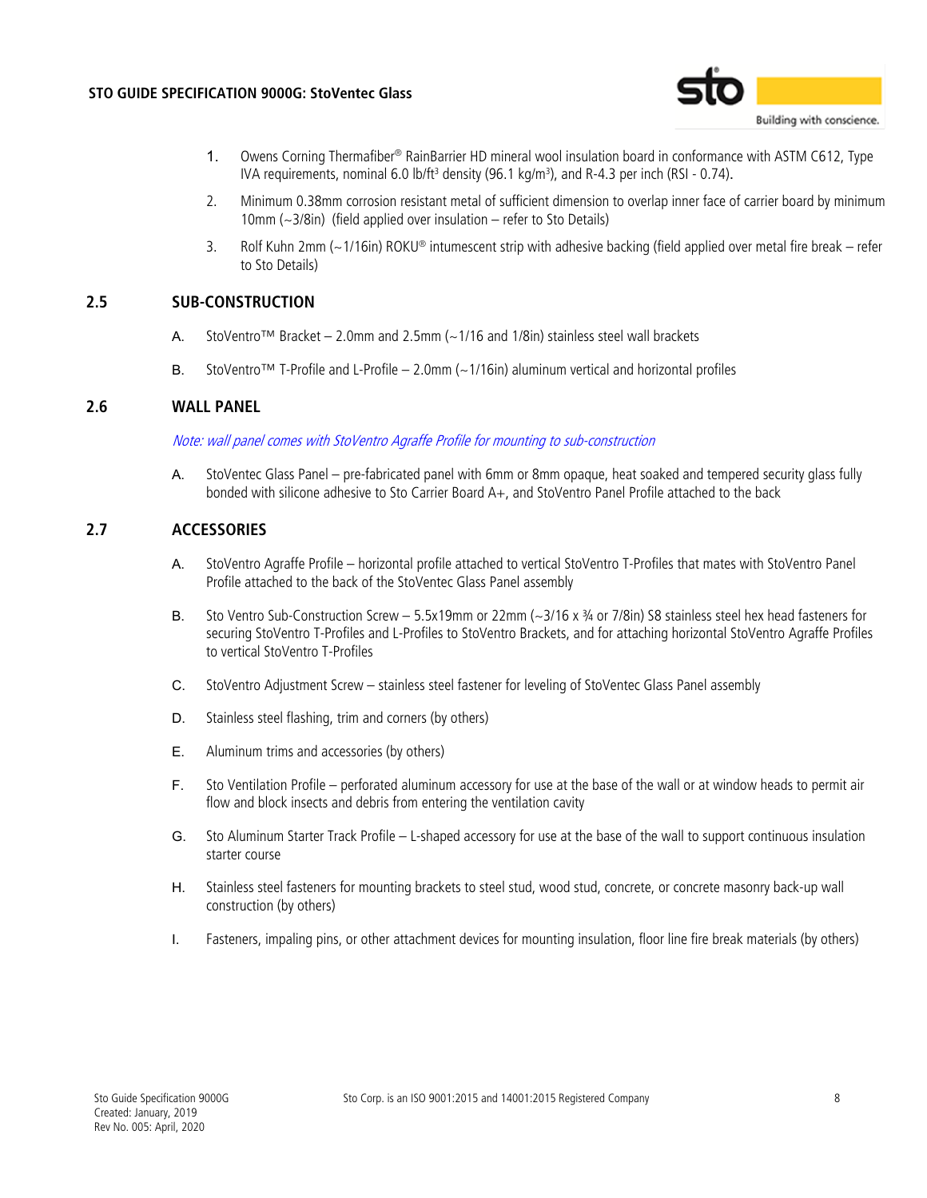1. Owens Corning Thermafiber® RainBarrier HD mineral wool insulation board in conformance with ASTM C612, Type IVA requirements, nominal 6.0 lb/ft$^3$ density (96.1 kg/m$^3$), and R-4.3 per inch (RSI - 0.74).
2. Minimum 0.38mm corrosion resistant metal of sufficient dimension to overlap inner face of carrier board by minimum 10mm (~3/8in) (field applied over insulation – refer to Sto Details)
3. Rolf Kuhn 2mm (~1/16in) ROKU® intumescent strip with adhesive backing (field applied over metal fire break – refer to Sto Details)

## 2.5 SUB-CONSTRUCTION

A. StoVentro™ Bracket – 2.0mm and 2.5mm (~1/16 and 1/8in) stainless steel wall brackets

B. StoVentro™ T-Profile and L-Profile – 2.0mm (~1/16in) aluminum vertical and horizontal profiles

## 2.6 WALL PANEL

*Note: wall panel comes with StoVentro Agraffe Profile for mounting to sub-construction*

A. StoVentec Glass Panel – pre-fabricated panel with 6mm or 8mm opaque, heat soaked and tempered security glass fully bonded with silicone adhesive to Sto Carrier Board A+, and StoVentro Panel Profile attached to the back

## 2.7 ACCESSORIES

A. StoVentro Agraffe Profile – horizontal profile attached to vertical StoVentro T-Profiles that mates with StoVentro Panel Profile attached to the back of the StoVentec Glass Panel assembly

B. Sto Ventro Sub-Construction Screw – 5.5x19mm or 22mm (~3/16 x ¾ or 7/8in) S8 stainless steel hex head fasteners for securing StoVentro T-Profiles and L-Profiles to StoVentro Brackets, and for attaching horizontal StoVentro Agraffe Profiles to vertical StoVentro T-Profiles

C. StoVentro Adjustment Screw – stainless steel fastener for leveling of StoVentec Glass Panel assembly

D. Stainless steel flashing, trim and corners (by others)

E. Aluminum trims and accessories (by others)

F. Sto Ventilation Profile – perforated aluminum accessory for use at the base of the wall or at window heads to permit air flow and block insects and debris from entering the ventilation cavity

G. Sto Aluminum Starter Track Profile – L-shaped accessory for use at the base of the wall to support continuous insulation starter course

H. Stainless steel fasteners for mounting brackets to steel stud, wood stud, concrete, or concrete masonry back-up wall construction (by others)

I. Fasteners, impaling pins, or other attachment devices for mounting insulation, floor line fire break materials (by others)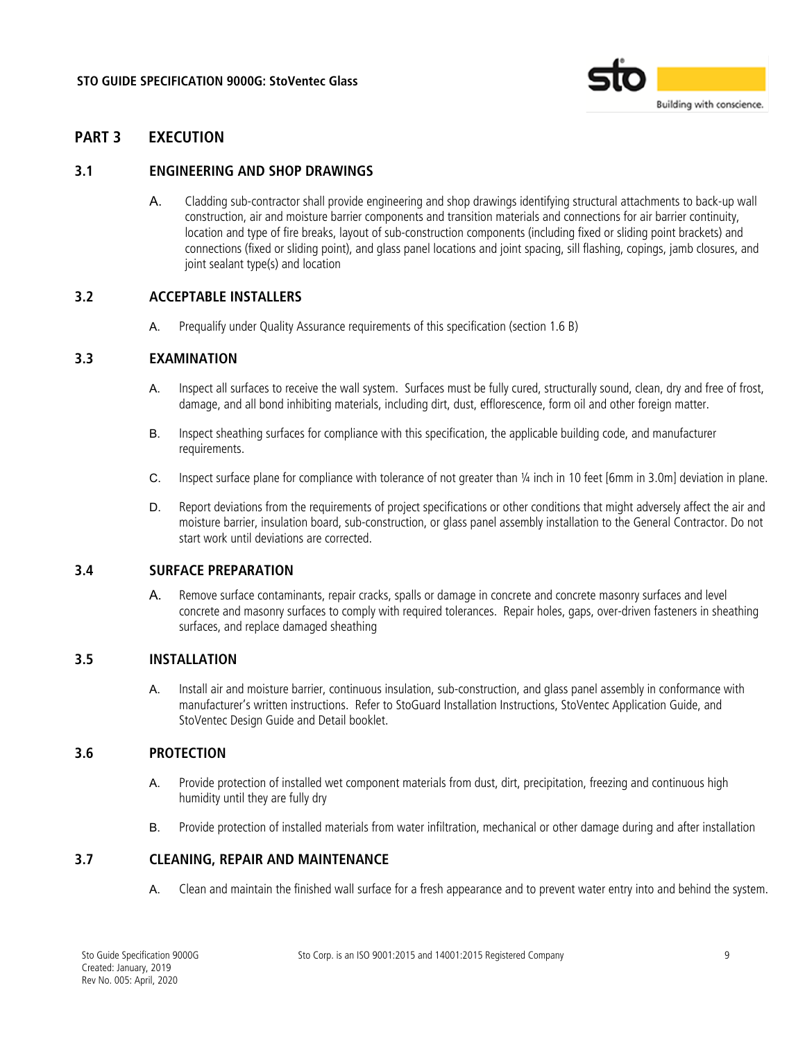## PART 3 EXECUTION

### 3.1 ENGINEERING AND SHOP DRAWINGS

A. Cladding sub-contractor shall provide engineering and shop drawings identifying structural attachments to back-up wall construction, air and moisture barrier components and transition materials and connections for air barrier continuity, location and type of fire breaks, layout of sub-construction components (including fixed or sliding point brackets) and connections (fixed or sliding point), and glass panel locations and joint spacing, sill flashing, copings, jamb closures, and joint sealant type(s) and location

### 3.2 ACCEPTABLE INSTALLERS

A. Prequalify under Quality Assurance requirements of this specification (section 1.6 B)

### 3.3 EXAMINATION

A. Inspect all surfaces to receive the wall system. Surfaces must be fully cured, structurally sound, clean, dry and free of frost, damage, and all bond inhibiting materials, including dirt, dust, efflorescence, form oil and other foreign matter.

B. Inspect sheathing surfaces for compliance with this specification, the applicable building code, and manufacturer requirements.

C. Inspect surface plane for compliance with tolerance of not greater than ¼ inch in 10 feet [6mm in 3.0m] deviation in plane.

D. Report deviations from the requirements of project specifications or other conditions that might adversely affect the air and moisture barrier, insulation board, sub-construction, or glass panel assembly installation to the General Contractor. Do not start work until deviations are corrected.

### 3.4 SURFACE PREPARATION

A. Remove surface contaminants, repair cracks, spalls or damage in concrete and concrete masonry surfaces and level concrete and masonry surfaces to comply with required tolerances. Repair holes, gaps, over-driven fasteners in sheathing surfaces, and replace damaged sheathing

### 3.5 INSTALLATION

A. Install air and moisture barrier, continuous insulation, sub-construction, and glass panel assembly in conformance with manufacturer's written instructions. Refer to StoGuard Installation Instructions, StoVentec Application Guide, and StoVentec Design Guide and Detail booklet.

### 3.6 PROTECTION

A. Provide protection of installed wet component materials from dust, dirt, precipitation, freezing and continuous high humidity until they are fully dry

B. Provide protection of installed materials from water infiltration, mechanical or other damage during and after installation

### 3.7 CLEANING, REPAIR AND MAINTENANCE

A. Clean and maintain the finished wall surface for a fresh appearance and to prevent water entry into and behind the system.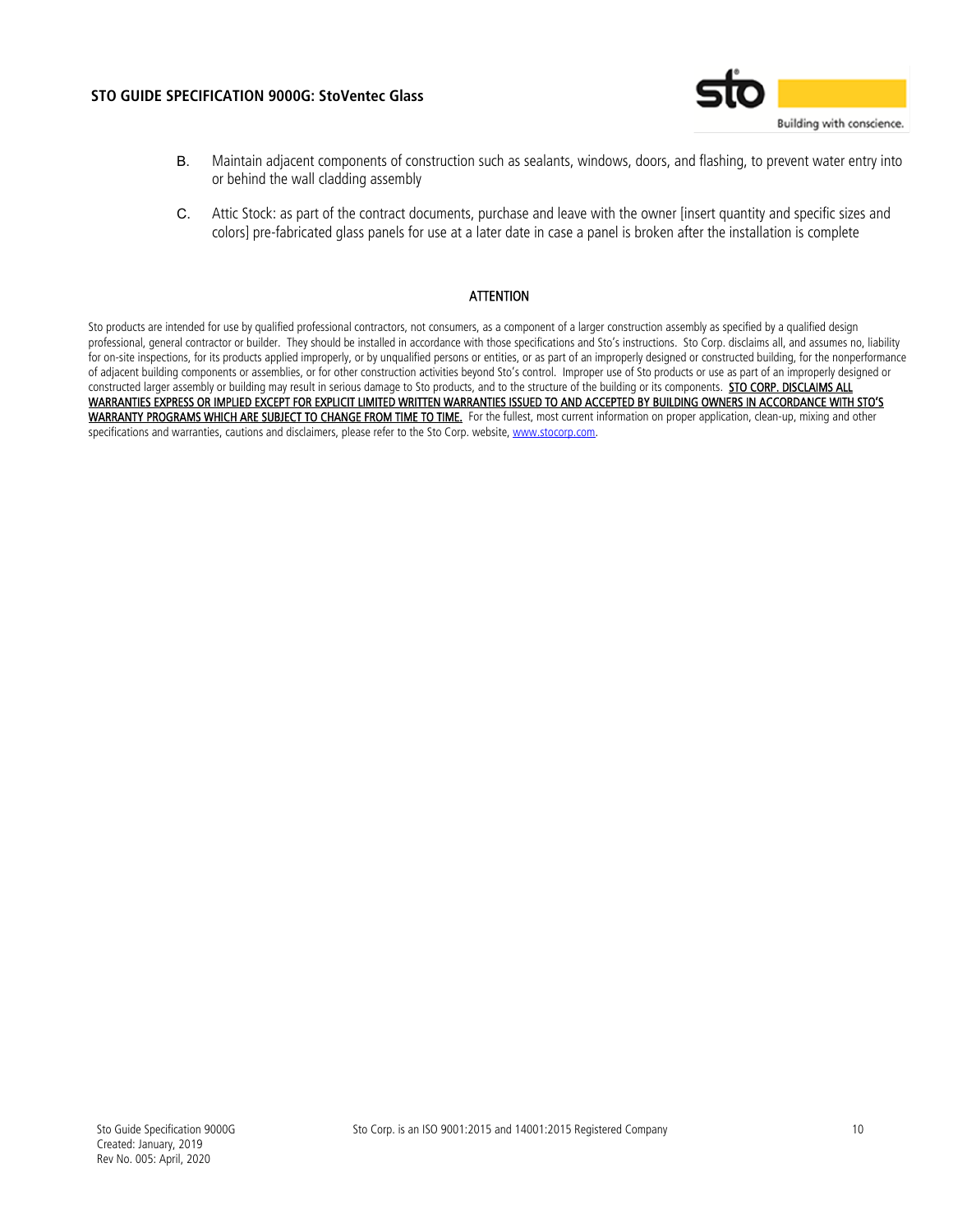B. Maintain adjacent components of construction such as sealants, windows, doors, and flashing, to prevent water entry into or behind the wall cladding assembly

C. Attic Stock: as part of the contract documents, purchase and leave with the owner [insert quantity and specific sizes and colors] pre-fabricated glass panels for use at a later date in case a panel is broken after the installation is complete

## ATTENTION

Sto products are intended for use by qualified professional contractors, not consumers, as a component of a larger construction assembly as specified by a qualified design professional, general contractor or builder. They should be installed in accordance with those specifications and Sto's instructions. Sto Corp. disclaims all, and assumes no, liability for on-site inspections, for its products applied improperly, or by unqualified persons or entities, or as part of an improperly designed or constructed building, for the nonperformance of adjacent building components or assemblies, or for other construction activities beyond Sto's control. Improper use of Sto products or use as part of an improperly designed or constructed larger assembly or building may result in serious damage to Sto products, and to the structure of the building or its components. **STO CORP. DISCLAIMS ALL WARRANTIES EXPRESS OR IMPLIED EXCEPT FOR EXPLICIT LIMITED WRITTEN WARRANTIES ISSUED TO AND ACCEPTED BY BUILDING OWNERS IN ACCORDANCE WITH STO'S WARRANTY PROGRAMS WHICH ARE SUBJECT TO CHANGE FROM TIME TO TIME.** For the fullest, most current information on proper application, clean-up, mixing and other specifications and warranties, cautions and disclaimers, please refer to the Sto Corp. website, www.stocorp.com.